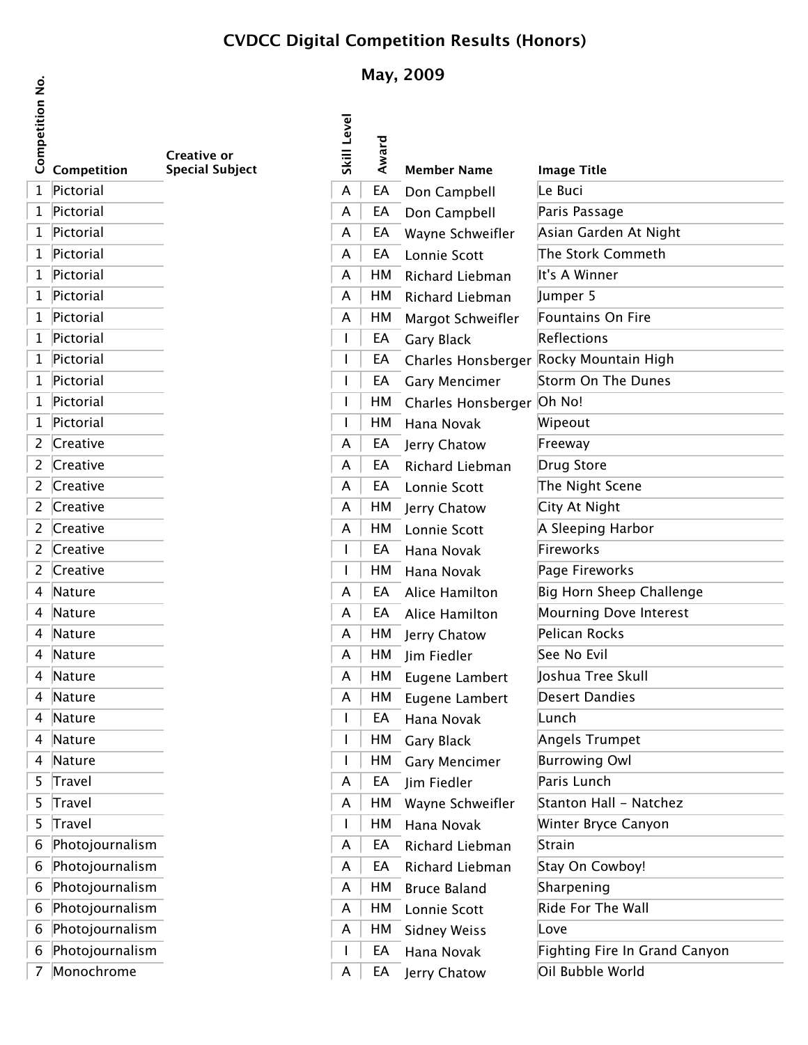# CVDCC Digital Competition Results (Honors)

## May, 2009

| Competition No. | Competition | Creative or Special Subject | Skill Level | Award | Member Name | Image Title |
|---|---|---|---|---|---|---|
| 1 | Pictorial | | A | EA | Don Campbell | Le Buci |
| 1 | Pictorial | | A | EA | Don Campbell | Paris Passage |
| 1 | Pictorial | | A | EA | Wayne Schweifler | Asian Garden At Night |
| 1 | Pictorial | | A | EA | Lonnie Scott | The Stork Commeth |
| 1 | Pictorial | | A | HM | Richard Liebman | It's A Winner |
| 1 | Pictorial | | A | HM | Richard Liebman | Jumper 5 |
| 1 | Pictorial | | A | HM | Margot Schweifler | Fountains On Fire |
| 1 | Pictorial | | I | EA | Gary Black | Reflections |
| 1 | Pictorial | | I | EA | Charles Honsberger | Rocky Mountain High |
| 1 | Pictorial | | I | EA | Gary Mencimer | Storm On The Dunes |
| 1 | Pictorial | | I | HM | Charles Honsberger | Oh No! |
| 1 | Pictorial | | I | HM | Hana Novak | Wipeout |
| 2 | Creative | | A | EA | Jerry Chatow | Freeway |
| 2 | Creative | | A | EA | Richard Liebman | Drug Store |
| 2 | Creative | | A | EA | Lonnie Scott | The Night Scene |
| 2 | Creative | | A | HM | Jerry Chatow | City At Night |
| 2 | Creative | | A | HM | Lonnie Scott | A Sleeping Harbor |
| 2 | Creative | | I | EA | Hana Novak | Fireworks |
| 2 | Creative | | I | HM | Hana Novak | Page Fireworks |
| 4 | Nature | | A | EA | Alice Hamilton | Big Horn Sheep Challenge |
| 4 | Nature | | A | EA | Alice Hamilton | Mourning Dove Interest |
| 4 | Nature | | A | HM | Jerry Chatow | Pelican Rocks |
| 4 | Nature | | A | HM | Jim Fiedler | See No Evil |
| 4 | Nature | | A | HM | Eugene Lambert | Joshua Tree Skull |
| 4 | Nature | | A | HM | Eugene Lambert | Desert Dandies |
| 4 | Nature | | I | EA | Hana Novak | Lunch |
| 4 | Nature | | I | HM | Gary Black | Angels Trumpet |
| 4 | Nature | | I | HM | Gary Mencimer | Burrowing Owl |
| 5 | Travel | | A | EA | Jim Fiedler | Paris Lunch |
| 5 | Travel | | A | HM | Wayne Schweifler | Stanton Hall - Natchez |
| 5 | Travel | | I | HM | Hana Novak | Winter Bryce Canyon |
| 6 | Photojournalism | | A | EA | Richard Liebman | Strain |
| 6 | Photojournalism | | A | EA | Richard Liebman | Stay On Cowboy! |
| 6 | Photojournalism | | A | HM | Bruce Baland | Sharpening |
| 6 | Photojournalism | | A | HM | Lonnie Scott | Ride For The Wall |
| 6 | Photojournalism | | A | HM | Sidney Weiss | Love |
| 6 | Photojournalism | | I | EA | Hana Novak | Fighting Fire In Grand Canyon |
| 7 | Monochrome | | A | EA | Jerry Chatow | Oil Bubble World |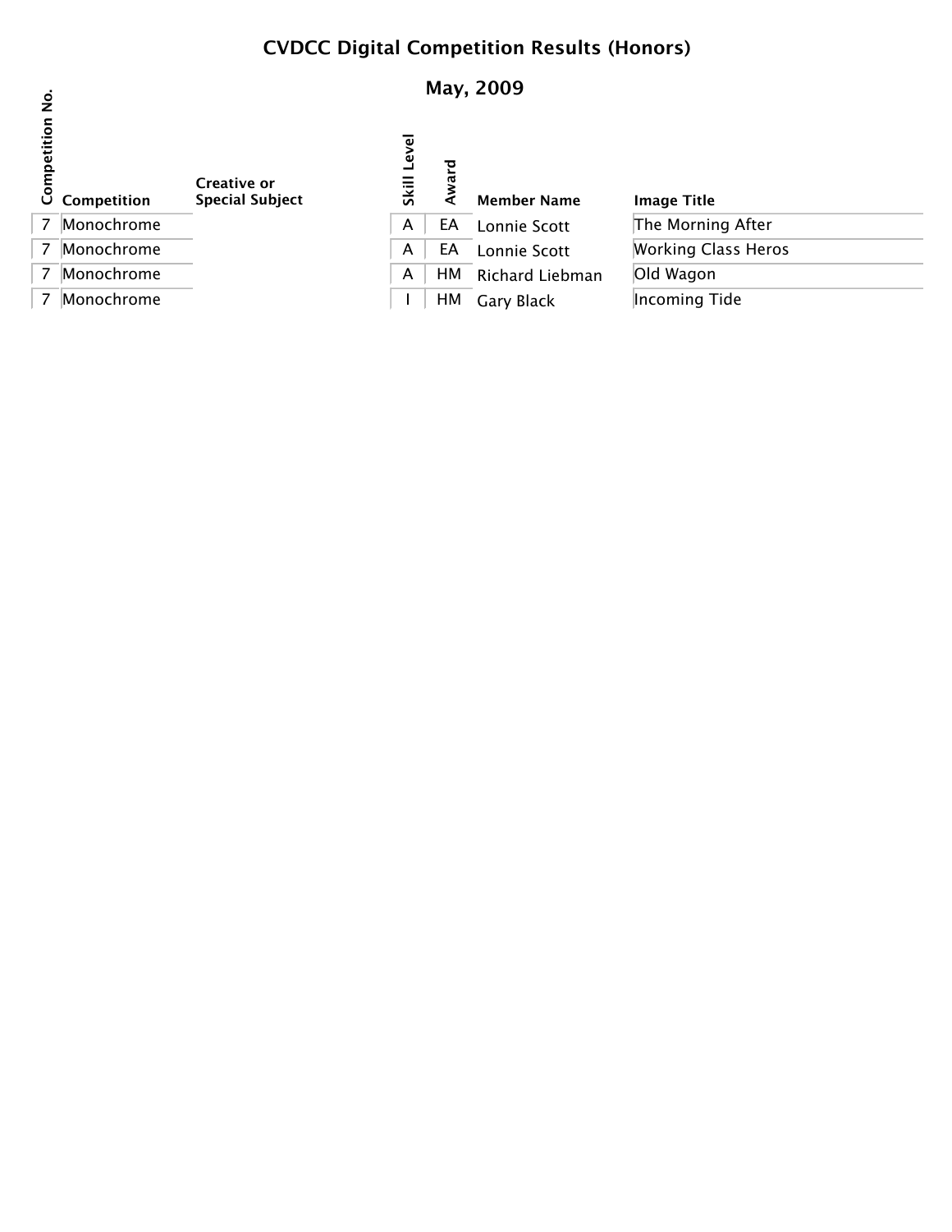# CVDCC Digital Competition Results (Honors)

## May, 2009

| Competition No. | Competition | Creative or Special Subject | Skill Level | Award | Member Name | Image Title |
|---|---|---|---|---|---|---|
| 7 | Monochrome | | A | EA | Lonnie Scott | The Morning After |
| 7 | Monochrome | | A | EA | Lonnie Scott | Working Class Heros |
| 7 | Monochrome | | A | HM | Richard Liebman | Old Wagon |
| 7 | Monochrome | | I | HM | Gary Black | Incoming Tide |